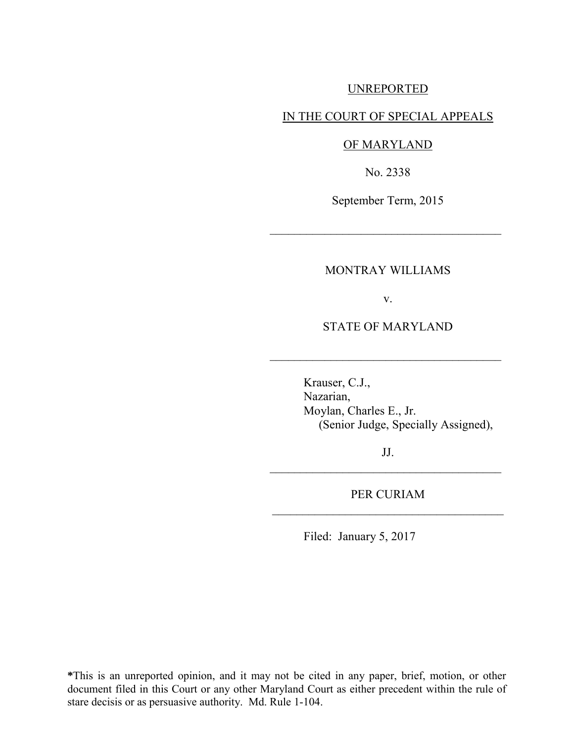UNREPORTED

IN THE COURT OF SPECIAL APPEALS

OF MARYLAND

No. 2338

September Term, 2015

---

MONTRAY WILLIAMS

v.

STATE OF MARYLAND

---

Krauser, C.J.,
Nazarian,
Moylan, Charles E., Jr.
(Senior Judge, Specially Assigned),

JJ.

---

PER CURIAM

---

Filed: January 5, 2017

*This is an unreported opinion, and it may not be cited in any paper, brief, motion, or other document filed in this Court or any other Maryland Court as either precedent within the rule of stare decisis or as persuasive authority. Md. Rule 1-104.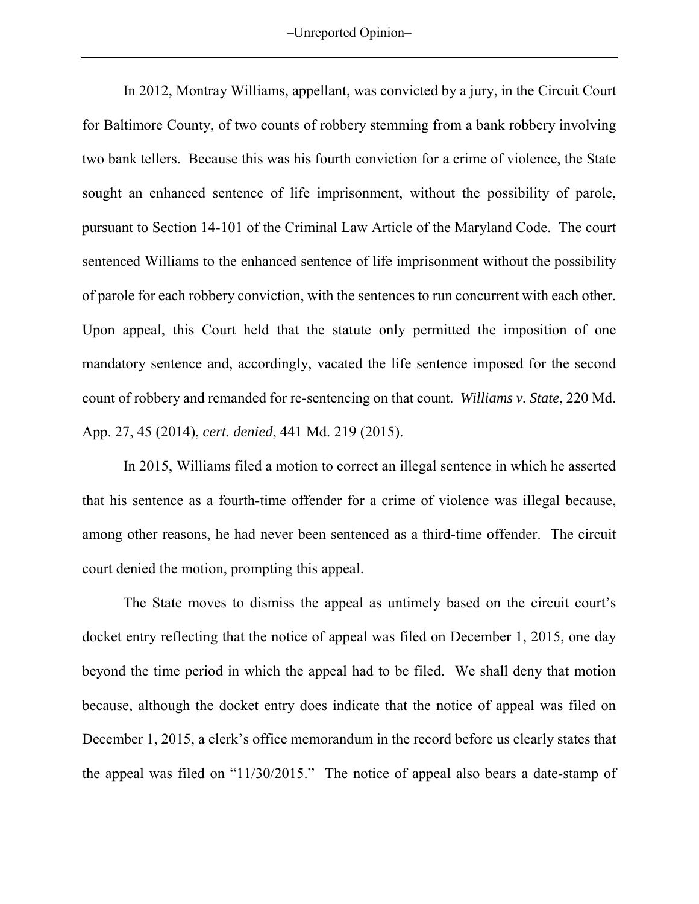In 2012, Montray Williams, appellant, was convicted by a jury, in the Circuit Court for Baltimore County, of two counts of robbery stemming from a bank robbery involving two bank tellers. Because this was his fourth conviction for a crime of violence, the State sought an enhanced sentence of life imprisonment, without the possibility of parole, pursuant to Section 14-101 of the Criminal Law Article of the Maryland Code. The court sentenced Williams to the enhanced sentence of life imprisonment without the possibility of parole for each robbery conviction, with the sentences to run concurrent with each other. Upon appeal, this Court held that the statute only permitted the imposition of one mandatory sentence and, accordingly, vacated the life sentence imposed for the second count of robbery and remanded for re-sentencing on that count. *Williams v. State*, 220 Md. App. 27, 45 (2014), *cert. denied*, 441 Md. 219 (2015).

In 2015, Williams filed a motion to correct an illegal sentence in which he asserted that his sentence as a fourth-time offender for a crime of violence was illegal because, among other reasons, he had never been sentenced as a third-time offender. The circuit court denied the motion, prompting this appeal.

The State moves to dismiss the appeal as untimely based on the circuit court's docket entry reflecting that the notice of appeal was filed on December 1, 2015, one day beyond the time period in which the appeal had to be filed. We shall deny that motion because, although the docket entry does indicate that the notice of appeal was filed on December 1, 2015, a clerk's office memorandum in the record before us clearly states that the appeal was filed on "11/30/2015." The notice of appeal also bears a date-stamp of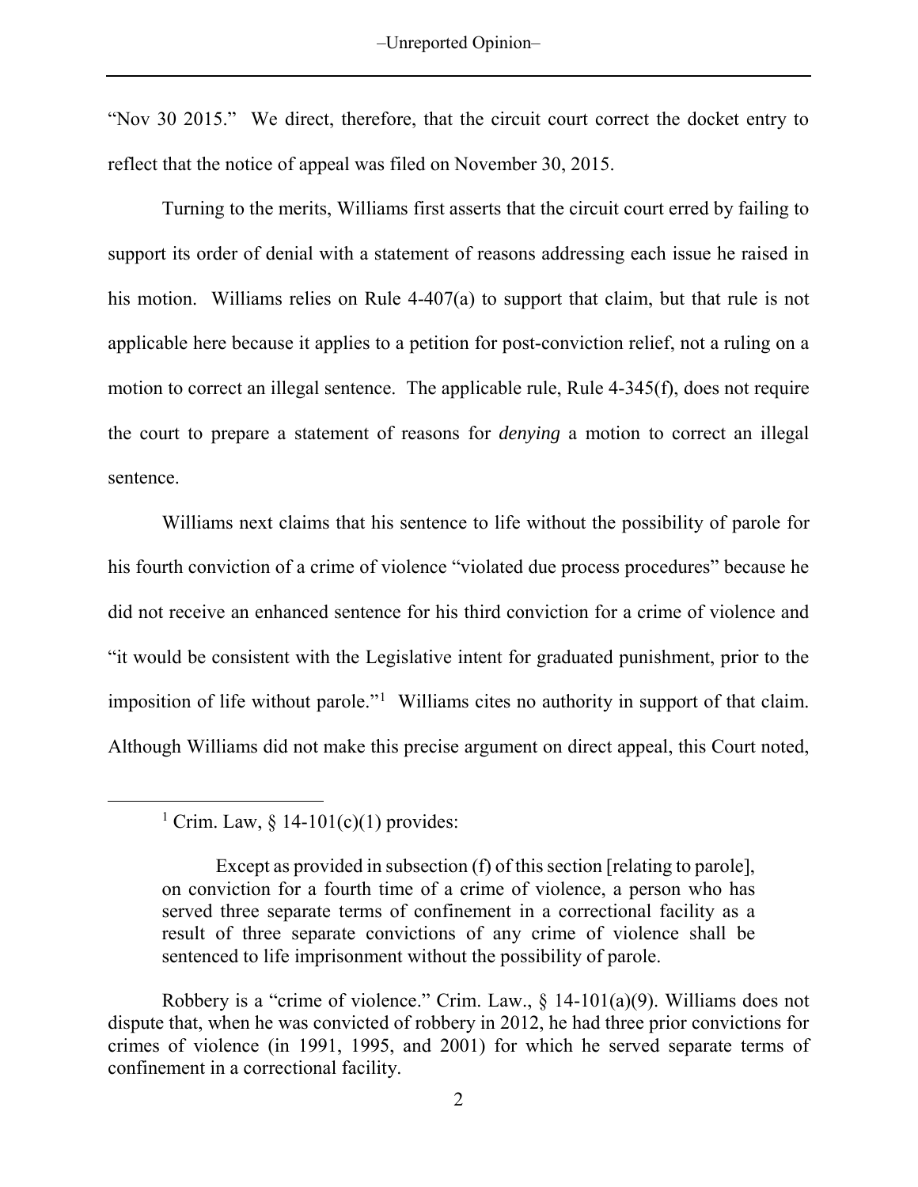"Nov 30 2015." We direct, therefore, that the circuit court correct the docket entry to reflect that the notice of appeal was filed on November 30, 2015.

Turning to the merits, Williams first asserts that the circuit court erred by failing to support its order of denial with a statement of reasons addressing each issue he raised in his motion. Williams relies on Rule 4-407(a) to support that claim, but that rule is not applicable here because it applies to a petition for post-conviction relief, not a ruling on a motion to correct an illegal sentence. The applicable rule, Rule 4-345(f), does not require the court to prepare a statement of reasons for *denying* a motion to correct an illegal sentence.

Williams next claims that his sentence to life without the possibility of parole for his fourth conviction of a crime of violence "violated due process procedures" because he did not receive an enhanced sentence for his third conviction for a crime of violence and "it would be consistent with the Legislative intent for graduated punishment, prior to the imposition of life without parole."[1] Williams cites no authority in support of that claim. Although Williams did not make this precise argument on direct appeal, this Court noted,

---

[1] Crim. Law, § 14-101(c)(1) provides:

> Except as provided in subsection (f) of this section [relating to parole], on conviction for a fourth time of a crime of violence, a person who has served three separate terms of confinement in a correctional facility as a result of three separate convictions of any crime of violence shall be sentenced to life imprisonment without the possibility of parole.

Robbery is a "crime of violence." Crim. Law., § 14-101(a)(9). Williams does not dispute that, when he was convicted of robbery in 2012, he had three prior convictions for crimes of violence (in 1991, 1995, and 2001) for which he served separate terms of confinement in a correctional facility.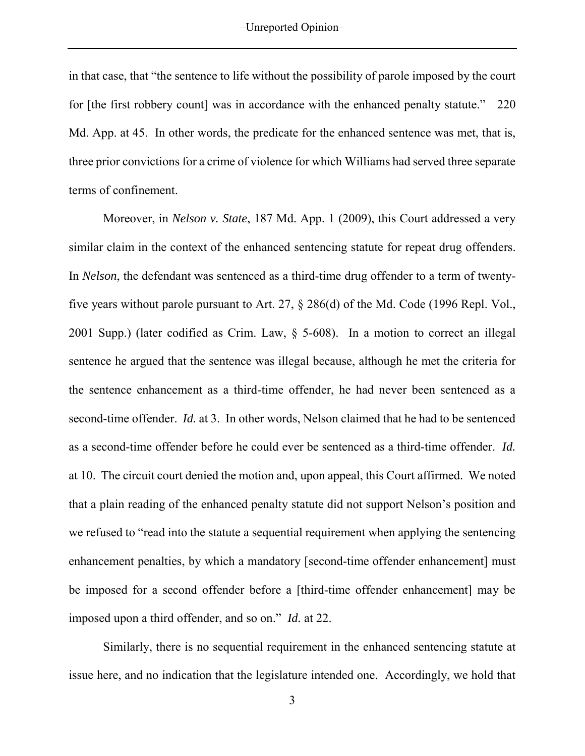in that case, that "the sentence to life without the possibility of parole imposed by the court for [the first robbery count] was in accordance with the enhanced penalty statute." 220 Md. App. at 45. In other words, the predicate for the enhanced sentence was met, that is, three prior convictions for a crime of violence for which Williams had served three separate terms of confinement.

Moreover, in *Nelson v. State*, 187 Md. App. 1 (2009), this Court addressed a very similar claim in the context of the enhanced sentencing statute for repeat drug offenders. In *Nelson*, the defendant was sentenced as a third-time drug offender to a term of twenty-five years without parole pursuant to Art. 27, § 286(d) of the Md. Code (1996 Repl. Vol., 2001 Supp.) (later codified as Crim. Law, § 5-608). In a motion to correct an illegal sentence he argued that the sentence was illegal because, although he met the criteria for the sentence enhancement as a third-time offender, he had never been sentenced as a second-time offender. *Id.* at 3. In other words, Nelson claimed that he had to be sentenced as a second-time offender before he could ever be sentenced as a third-time offender. *Id.* at 10. The circuit court denied the motion and, upon appeal, this Court affirmed. We noted that a plain reading of the enhanced penalty statute did not support Nelson's position and we refused to "read into the statute a sequential requirement when applying the sentencing enhancement penalties, by which a mandatory [second-time offender enhancement] must be imposed for a second offender before a [third-time offender enhancement] may be imposed upon a third offender, and so on." *Id.* at 22.

Similarly, there is no sequential requirement in the enhanced sentencing statute at issue here, and no indication that the legislature intended one. Accordingly, we hold that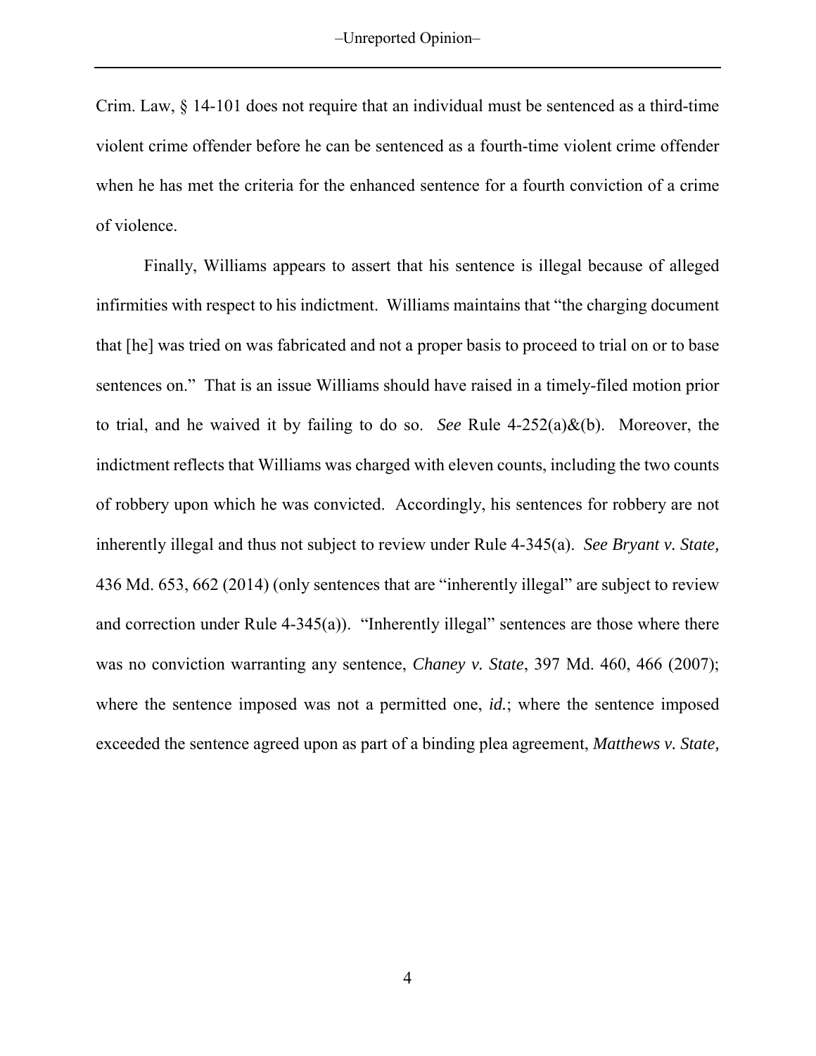Crim. Law, § 14-101 does not require that an individual must be sentenced as a third-time violent crime offender before he can be sentenced as a fourth-time violent crime offender when he has met the criteria for the enhanced sentence for a fourth conviction of a crime of violence.

Finally, Williams appears to assert that his sentence is illegal because of alleged infirmities with respect to his indictment. Williams maintains that "the charging document that [he] was tried on was fabricated and not a proper basis to proceed to trial on or to base sentences on." That is an issue Williams should have raised in a timely-filed motion prior to trial, and he waived it by failing to do so. *See* Rule 4-252(a)&(b). Moreover, the indictment reflects that Williams was charged with eleven counts, including the two counts of robbery upon which he was convicted. Accordingly, his sentences for robbery are not inherently illegal and thus not subject to review under Rule 4-345(a). *See Bryant v. State,* 436 Md. 653, 662 (2014) (only sentences that are "inherently illegal" are subject to review and correction under Rule 4-345(a)). "Inherently illegal" sentences are those where there was no conviction warranting any sentence, *Chaney v. State*, 397 Md. 460, 466 (2007); where the sentence imposed was not a permitted one, *id.*; where the sentence imposed exceeded the sentence agreed upon as part of a binding plea agreement, *Matthews v. State,*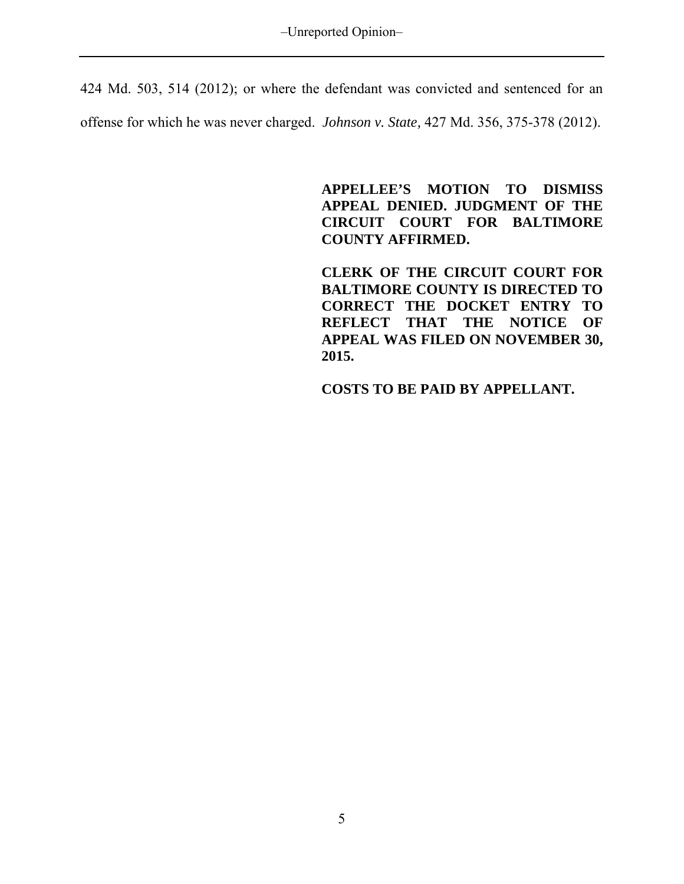424 Md. 503, 514 (2012); or where the defendant was convicted and sentenced for an offense for which he was never charged. *Johnson v. State,* 427 Md. 356, 375-378 (2012).

**APPELLEE'S MOTION TO DISMISS APPEAL DENIED. JUDGMENT OF THE CIRCUIT COURT FOR BALTIMORE COUNTY AFFIRMED.**

**CLERK OF THE CIRCUIT COURT FOR BALTIMORE COUNTY IS DIRECTED TO CORRECT THE DOCKET ENTRY TO REFLECT THAT THE NOTICE OF APPEAL WAS FILED ON NOVEMBER 30, 2015.**

**COSTS TO BE PAID BY APPELLANT.**